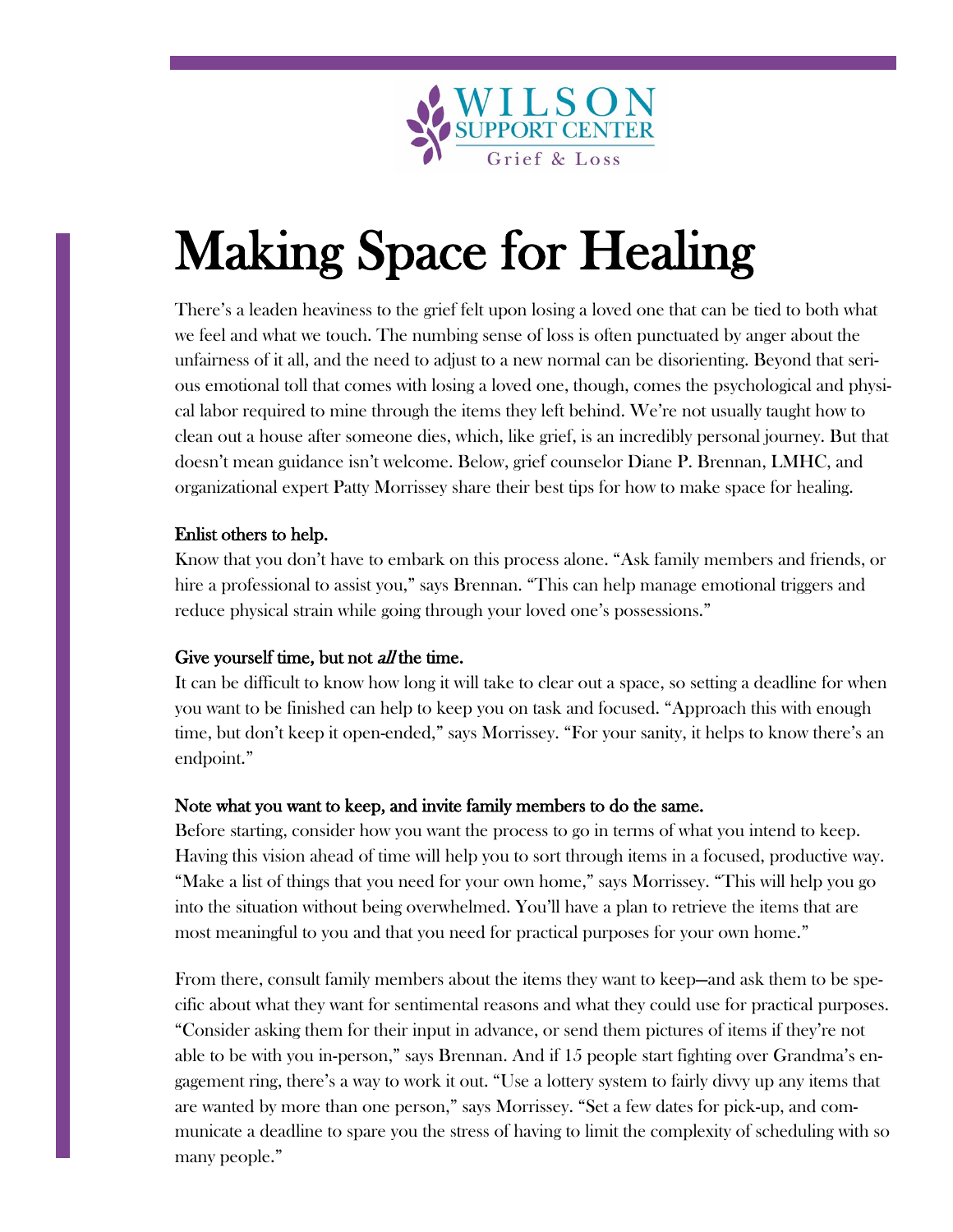WILSON SUPPORT CENTER
Grief & Loss

# Making Space for Healing

There's a leaden heaviness to the grief felt upon losing a loved one that can be tied to both what we feel and what we touch. The numbing sense of loss is often punctuated by anger about the unfairness of it all, and the need to adjust to a new normal can be disorienting. Beyond that serious emotional toll that comes with losing a loved one, though, comes the psychological and physical labor required to mine through the items they left behind. We're not usually taught how to clean out a house after someone dies, which, like grief, is an incredibly personal journey. But that doesn't mean guidance isn't welcome. Below, grief counselor Diane P. Brennan, LMHC, and organizational expert Patty Morrissey share their best tips for how to make space for healing.

**Enlist others to help.**
Know that you don't have to embark on this process alone. "Ask family members and friends, or hire a professional to assist you," says Brennan. "This can help manage emotional triggers and reduce physical strain while going through your loved one's possessions."

**Give yourself time, but not *all* the time.**
It can be difficult to know how long it will take to clear out a space, so setting a deadline for when you want to be finished can help to keep you on task and focused. "Approach this with enough time, but don't keep it open-ended," says Morrissey. "For your sanity, it helps to know there's an endpoint."

**Note what you want to keep, and invite family members to do the same.**
Before starting, consider how you want the process to go in terms of what you intend to keep. Having this vision ahead of time will help you to sort through items in a focused, productive way. "Make a list of things that you need for your own home," says Morrissey. "This will help you go into the situation without being overwhelmed. You'll have a plan to retrieve the items that are most meaningful to you and that you need for practical purposes for your own home."

From there, consult family members about the items they want to keep—and ask them to be specific about what they want for sentimental reasons and what they could use for practical purposes. "Consider asking them for their input in advance, or send them pictures of items if they're not able to be with you in-person," says Brennan. And if 15 people start fighting over Grandma's engagement ring, there's a way to work it out. "Use a lottery system to fairly divvy up any items that are wanted by more than one person," says Morrissey. "Set a few dates for pick-up, and communicate a deadline to spare you the stress of having to limit the complexity of scheduling with so many people."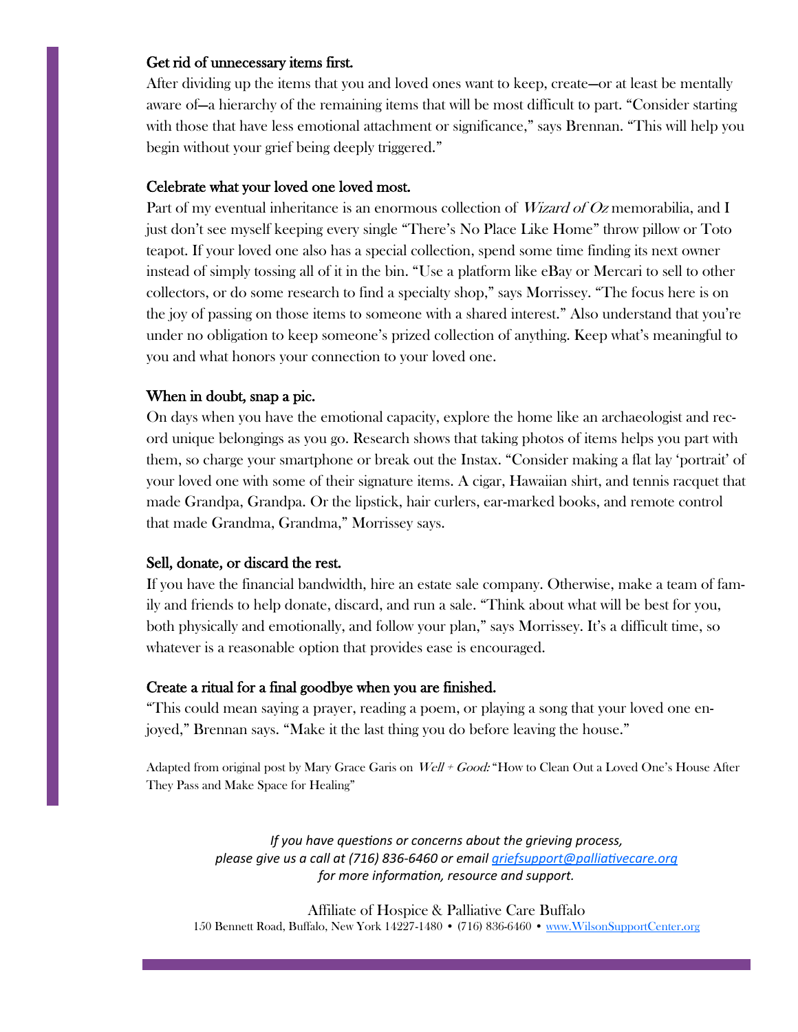**Get rid of unnecessary items first.**

After dividing up the items that you and loved ones want to keep, create—or at least be mentally aware of—a hierarchy of the remaining items that will be most difficult to part. "Consider starting with those that have less emotional attachment or significance," says Brennan. "This will help you begin without your grief being deeply triggered."

**Celebrate what your loved one loved most.**

Part of my eventual inheritance is an enormous collection of *Wizard of Oz* memorabilia, and I just don't see myself keeping every single "There's No Place Like Home" throw pillow or Toto teapot. If your loved one also has a special collection, spend some time finding its next owner instead of simply tossing all of it in the bin. "Use a platform like eBay or Mercari to sell to other collectors, or do some research to find a specialty shop," says Morrissey. "The focus here is on the joy of passing on those items to someone with a shared interest." Also understand that you're under no obligation to keep someone's prized collection of anything. Keep what's meaningful to you and what honors your connection to your loved one.

**When in doubt, snap a pic.**

On days when you have the emotional capacity, explore the home like an archaeologist and record unique belongings as you go. Research shows that taking photos of items helps you part with them, so charge your smartphone or break out the Instax. "Consider making a flat lay 'portrait' of your loved one with some of their signature items. A cigar, Hawaiian shirt, and tennis racquet that made Grandpa, Grandpa. Or the lipstick, hair curlers, ear-marked books, and remote control that made Grandma, Grandma," Morrissey says.

**Sell, donate, or discard the rest.**

If you have the financial bandwidth, hire an estate sale company. Otherwise, make a team of family and friends to help donate, discard, and run a sale. "Think about what will be best for you, both physically and emotionally, and follow your plan," says Morrissey. It's a difficult time, so whatever is a reasonable option that provides ease is encouraged.

**Create a ritual for a final goodbye when you are finished.**

"This could mean saying a prayer, reading a poem, or playing a song that your loved one enjoyed," Brennan says. "Make it the last thing you do before leaving the house."

Adapted from original post by Mary Grace Garis on *Well + Good:* "How to Clean Out a Loved One's House After They Pass and Make Space for Healing"

*If you have questions or concerns about the grieving process, please give us a call at (716) 836-6460 or email griefsupport@palliativecare.org for more information, resource and support.*

Affiliate of Hospice & Palliative Care Buffalo

150 Bennett Road, Buffalo, New York 14227-1480 • (716) 836-6460 • www.WilsonSupportCenter.org